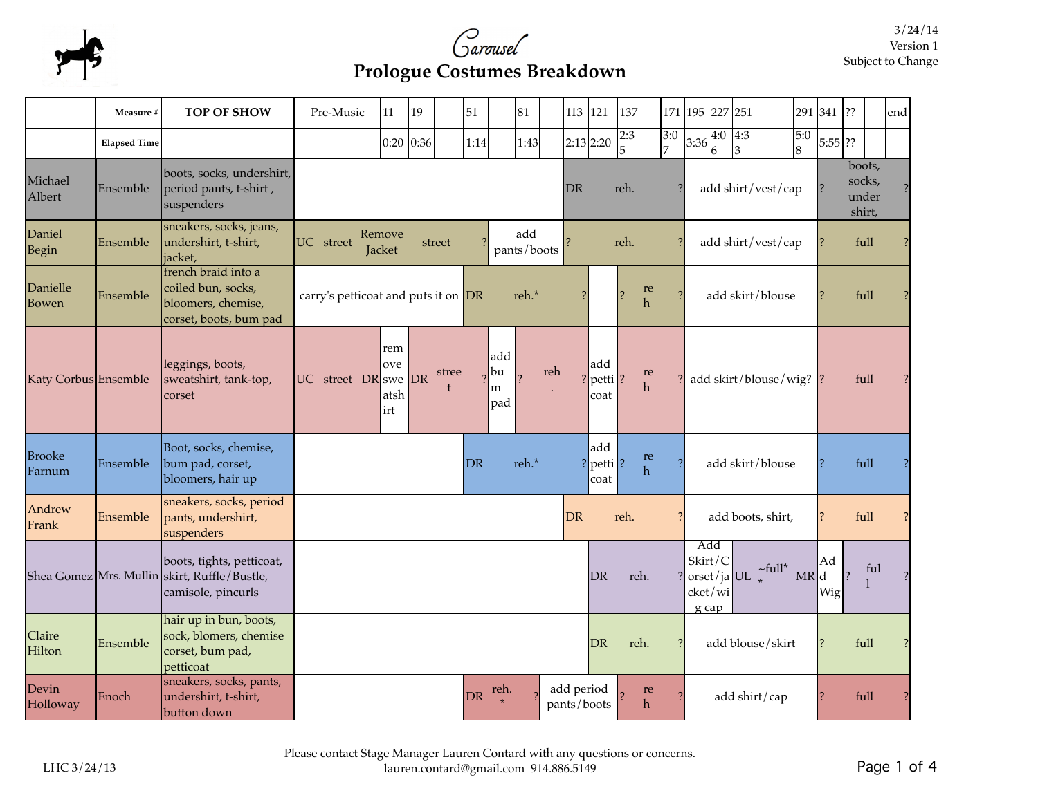# Carousel

## Prologue Costumes Breakdown

3/24/14
Version 1
Subject to Change

| | Measure # | TOP OF SHOW | Pre-Music | 11 | 19 | | 51 | | 81 | | 113 | 121 | 137 | | 171 | 195 | 227 | 251 | | 291 | 341 | ?? | | end |
|---|---|---|---|---|---|---|---|---|---|---|---|---|---|---|---|---|---|---|---|---|---|---|---|---|
| | Elapsed Time | | | 0:20 | 0:36 | | 1:14 | | 1:43 | | 2:13 | 2:20 | 2:35 | | 3:07 | 3:36 | 4:06 | 4:33 | | 5:08 | 5:55 | ?? | | |
| Michael Albert | Ensemble | boots, socks, undershirt, period pants, t-shirt , suspenders | | | | | | | | | DR | reh. | | | ? | add shirt/vest/cap | | | | | ? | boots, socks, under shirt, | | ? |
| Daniel Begin | Ensemble | sneakers, socks, jeans, undershirt, t-shirt, jacket, | UC street | Remove Jacket | street | | ? | add pants/boots | | | ? | reh. | | | ? | add shirt/vest/cap | | | | | ? | full | | ? |
| Danielle Bowen | Ensemble | french braid into a coiled bun, socks, bloomers, chemise, corset, boots, bum pad | carry's petticoat and puts it on | | | | DR | reh.* | | ? | | | ? | reh | ? | add skirt/blouse | | | | | ? | full | | ? |
| Katy Corbus | Ensemble | leggings, boots, sweatshirt, tank-top, corset | UC street DR | remove sweatshirt | DR | street | ? | add bum pad | ? | reh. | ? | add petticoat | ? | reh | ? | add skirt/blouse/wig? | | | | | ? | full | | ? |
| Brooke Farnum | Ensemble | Boot, socks, chemise, bum pad, corset, bloomers, hair up | | | | | DR | reh.* | | ? | | add petticoat | ? | reh | ? | add skirt/blouse | | | | | ? | full | | ? |
| Andrew Frank | Ensemble | sneakers, socks, period pants, undershirt, suspenders | | | | | | | | | DR | reh. | | | ? | add boots, shirt, | | | | | ? | full | | ? |
| Shea Gomez | Mrs. Mullin | boots, tights, petticoat, skirt, Ruffle/Bustle, camisole, pincurls | | | | | | | | | | DR | reh. | | ? | Add Skirt/Corset/jacket/wig cap | UL | ~full** | | MR | Add Wig | ? | full | ? |
| Claire Hilton | Ensemble | hair up in bun, boots, sock, blomers, chemise corset, bum pad, petticoat | | | | | | | | | | DR | reh. | | ? | add blouse/skirt | | | | | ? | full | | ? |
| Devin Holloway | Enoch | sneakers, socks, pants, undershirt, t-shirt, button down | | | | | DR | reh.* | ? | add period pants/boots | | | ? | reh | ? | add shirt/cap | | | | | ? | full | | ? |

LHC 3/24/13

Please contact Stage Manager Lauren Contard with any questions or concerns.
lauren.contard@gmail.com 914.886.5149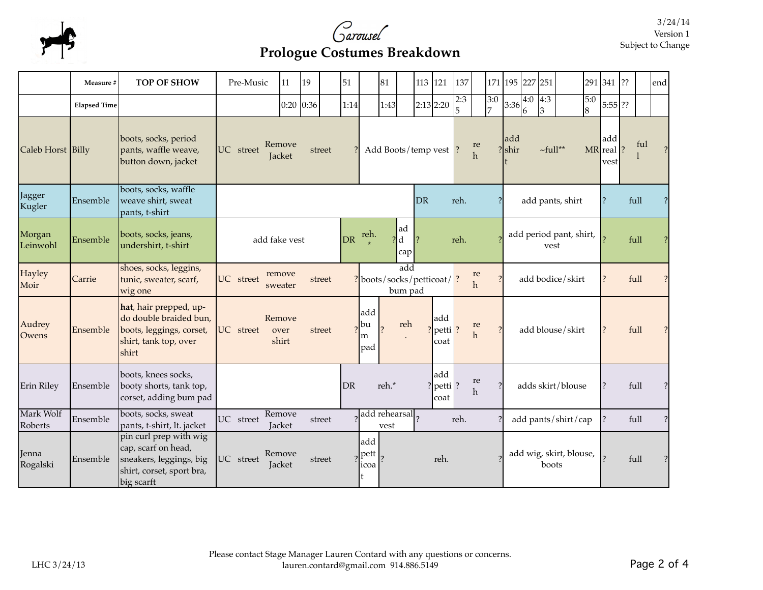# Carousel

## Prologue Costumes Breakdown

3/24/14
Version 1
Subject to Change

| | Measure # | TOP OF SHOW | Pre-Music | 11 | 19 | | 51 | | 81 | | 113 | 121 | 137 | | 171 | 195 | 227 | 251 | | 291 | 341 | ?? | | end |
|---|---|---|---|---|---|---|---|---|---|---|---|---|---|---|---|---|---|---|---|---|---|---|---|---|
| | Elapsed Time | | | 0:20 | 0:36 | | 1:14 | | 1:43 | | 2:13 | 2:20 | 2:35 | | 3:07 | 3:36 | 4:06 | 4:33 | | 5:08 | 5:55 | ?? | | |
| Caleb Horst | Billy | boots, socks, period pants, waffle weave, button down, jacket | UC street | Remove Jacket | street ? | | Add Boots/temp vest | | | | | | ? | reh | ? | add shirt | ~full** | | | MR | add real vest | ? | full | ? |
| Jagger Kugler | Ensemble | boots, socks, waffle weave shirt, sweat pants, t-shirt | | | | | | | | | DR | reh. ? | | | | add pants, shirt | | | | | ? | full | | ? |
| Morgan Leinwohl | Ensemble | boots, socks, jeans, undershirt, t-shirt | add fake vest | | | | DR | reh.* ? | | add cap | ? | reh. ? | | | | add period pant, shirt, vest | | | | | ? | full | | ? |
| Hayley Moir | Carrie | shoes, socks, leggins, tunic, sweater, scarf, wig one | UC street | remove sweater | street ? | | add boots/socks/petticoat/bum pad | | | | | | ? | reh | ? | add bodice/skirt | | | | | ? | full | | ? |
| Audrey Owens | Ensemble | **hat**, hair prepped, up-do double braided bun, boots, leggings, corset, shirt, tank top, over shirt | UC street | Remove over shirt | street ? | | add bum pad | ? reh. ? | | | add petticoat | | ? | reh | ? | add blouse/skirt | | | | | ? | full | | ? |
| Erin Riley | Ensemble | boots, knees socks, booty shorts, tank top, corset, adding bum pad | | | | | DR | reh.* ? | | | add petticoat | | ? | reh | ? | adds skirt/blouse | | | | | ? | full | | ? |
| Mark Wolf Roberts | Ensemble | boots, socks, sweat pants, t-shirt, lt. jacket | UC street | Remove Jacket | street ? | | add rehearsal vest | | | | ? | reh. ? | | | | add pants/shirt/cap | | | | | ? | full | | ? |
| Jenna Rogalski | Ensemble | pin curl prep with wig cap, scarf on head, sneakers, leggings, big shirt, corset, sport bra, big scarft | UC street | Remove Jacket | street ? | | add petticoat | ? | reh. ? | | | | | | | add wig, skirt, blouse, boots | | | | | ? | full | | ? |

LHC 3/24/13

Please contact Stage Manager Lauren Contard with any questions or concerns.
lauren.contard@gmail.com 914.886.5149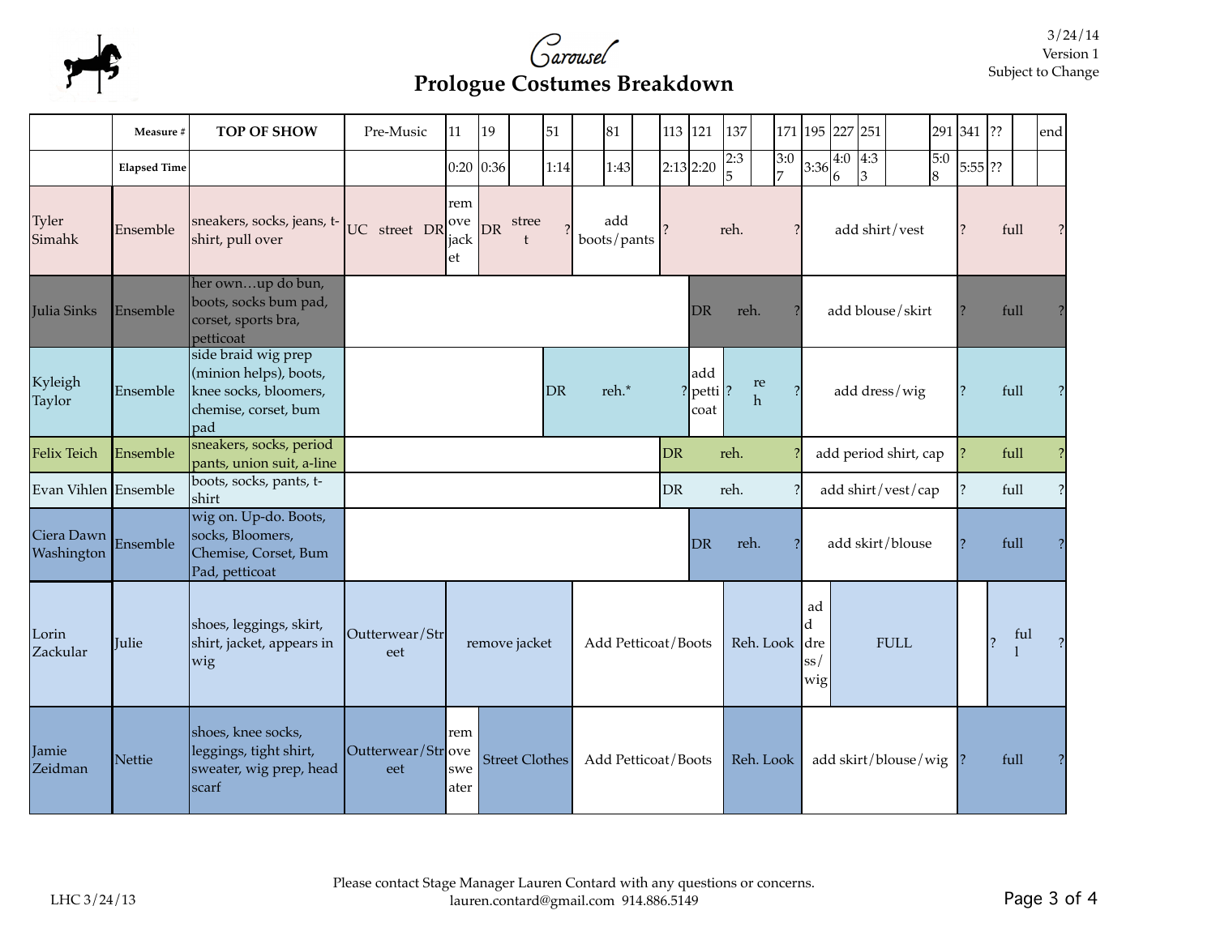# Carousel

## Prologue Costumes Breakdown

3/24/14
Version 1
Subject to Change

| | Measure # | TOP OF SHOW | Pre-Music | 11 | 19 | | 51 | | 81 | | 113 | 121 | 137 | | 171 | 195 | 227 | 251 | | 291 | 341 | ?? | | end |
|---|---|---|---|---|---|---|---|---|---|---|---|---|---|---|---|---|---|---|---|---|---|---|---|---|
| | Elapsed Time | | | 0:20 | 0:36 | | 1:14 | | 1:43 | | 2:13 | 2:20 | 2:35 | | 3:07 | 3:36 | 4:06 | 4:33 | | 5:08 | 5:55 | ?? | | |
| Tyler Simahk | Ensemble | sneakers, socks, jeans, t-shirt, pull over | UC street DR | remove jacket | DR street ? | | | add boots/pants | | | ? reh. ? | | | | | add shirt/vest | | | | | ? full ? | | | |
| Julia Sinks | Ensemble | her own…up do bun, boots, socks bum pad, corset, sports bra, petticoat | | | | | | | | | | DR reh. ? | | | | add blouse/skirt | | | | | ? full ? | | | |
| Kyleigh Taylor | Ensemble | side braid wig prep (minion helps), boots, knee socks, bloomers, chemise, corset, bum pad | | | | | DR reh.* ? | | | | | add petticoat | ? reh ? | | | add dress/wig | | | | | ? full ? | | | |
| Felix Teich | Ensemble | sneakers, socks, period pants, union suit, a-line | | | | | | | | | DR reh. ? | | | | | add period shirt, cap | | | | | ? full ? | | | |
| Evan Vihlen | Ensemble | boots, socks, pants, t-shirt | | | | | | | | | DR reh. ? | | | | | add shirt/vest/cap | | | | | ? full ? | | | |
| Ciera Dawn Washington | Ensemble | wig on. Up-do. Boots, socks, Bloomers, Chemise, Corset, Bum Pad, petticoat | | | | | | | | | | DR reh. ? | | | | add skirt/blouse | | | | | ? full ? | | | |
| Lorin Zackular | Julie | shoes, leggings, skirt, shirt, jacket, appears in wig | Outterwear/Street | remove jacket | | | Add Petticoat/Boots | | | | | | Reh. Look | | | add dress/wig | FULL | | | | | ? full ? | | |
| Jamie Zeidman | Nettie | shoes, knee socks, leggings, tight shirt, sweater, wig prep, head scarf | Outterwear/Street | remove sweater | Street Clothes | | Add Petticoat/Boots | | | | | | Reh. Look | | | add skirt/blouse/wig | | | | | ? full ? | | | |

Please contact Stage Manager Lauren Contard with any questions or concerns.
lauren.contard@gmail.com 914.886.5149

LHC 3/24/13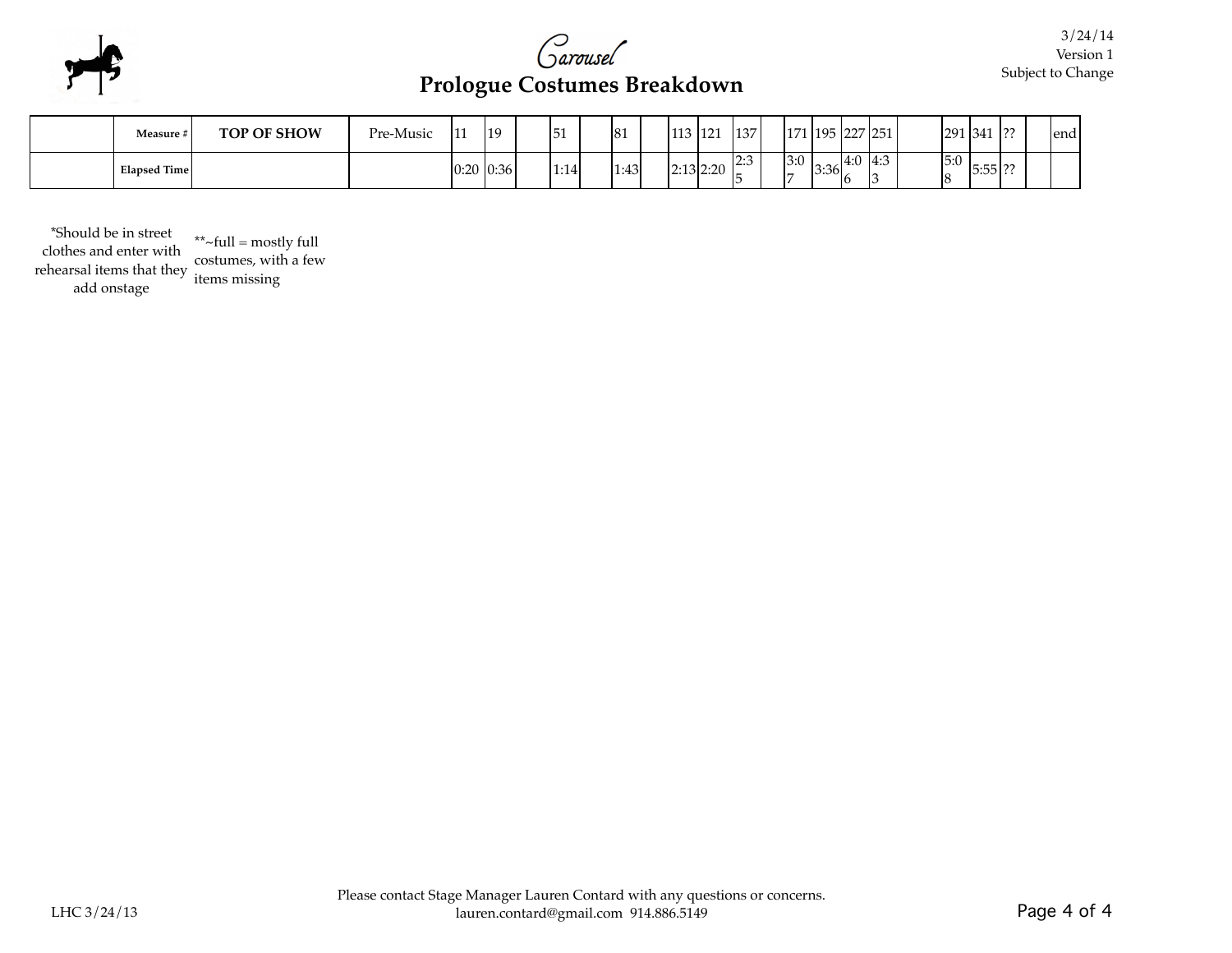# Carousel

## Prologue Costumes Breakdown

3/24/14
Version 1
Subject to Change

| | | | | | | | | | | | | | | | | | | | | | | | | | |
|---|---|---|---|---|---|---|---|---|---|---|---|---|---|---|---|---|---|---|---|---|---|---|---|---|---|
| | Measure # | TOP OF SHOW | Pre-Music | 11 | 19 | | 51 | | 81 | | 113 | 121 | 137 | | 171 | 195 | 227 | 251 | | 291 | 341 | ?? | | end |
| | Elapsed Time | | | 0:20 | 0:36 | | 1:14 | | 1:43 | | 2:13 | 2:20 | 2:35 | | 3:07 | 3:36 | 4:06 | 4:33 | | 5:08 | 5:55 | ?? | | |

*Should be in street clothes and enter with rehearsal items that they add onstage

**~full = mostly full costumes, with a few items missing

Please contact Stage Manager Lauren Contard with any questions or concerns.
lauren.contard@gmail.com 914.886.5149

LHC 3/24/13